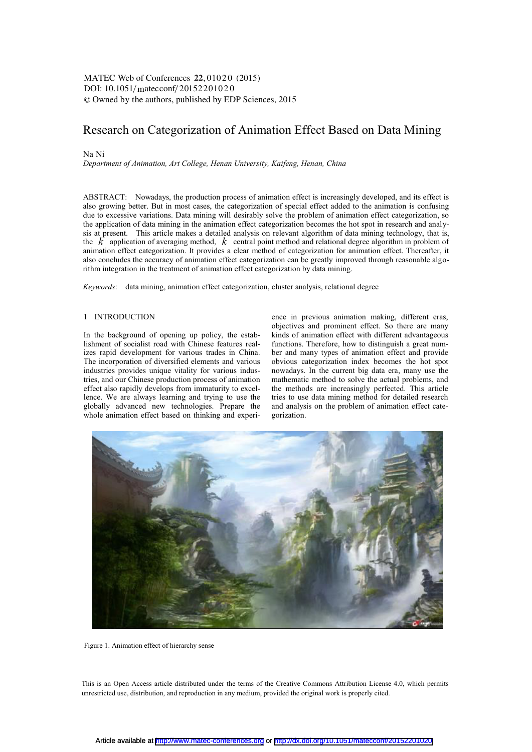# Research on Categorization of Animation Effect Based on Data Mining

Na Ni

*Department of Animation, Art College, Henan University, Kaifeng, Henan, China*

ABSTRACT: Nowadays, the production process of animation effect is increasingly developed, and its effect is also growing better. But in most cases, the categorization of special effect added to the animation is confusing due to excessive variations. Data mining will desirably solve the problem of animation effect categorization, so the application of data mining in the animation effect categorization becomes the hot spot in research and analysis at present. This article makes a detailed analysis on relevant algorithm of data mining technology, that is, the $k$ application of averaging method, $k$ central point method and relational degree algorithm in problem of animation effect categorization. It provides a clear method of categorization for animation effect. Thereafter, it also concludes the accuracy of animation effect categorization can be greatly improved through reasonable algorithm integration in the treatment of animation effect categorization by data mining.

*Keywords*: data mining, animation effect categorization, cluster analysis, relational degree

## 1 INTRODUCTION

In the background of opening up policy, the establishment of socialist road with Chinese features realizes rapid development for various trades in China. The incorporation of diversified elements and various industries provides unique vitality for various industries, and our Chinese production process of animation effect also rapidly develops from immaturity to excellence. We are always learning and trying to use the globally advanced new technologies. Prepare the whole animation effect based on thinking and experience in previous animation making, different eras, objectives and prominent effect. So there are many kinds of animation effect with different advantageous functions. Therefore, how to distinguish a great number and many types of animation effect and provide obvious categorization index becomes the hot spot nowadays. In the current big data era, many use the mathematic method to solve the actual problems, and the methods are increasingly perfected. This article tries to use data mining method for detailed research and analysis on the problem of animation effect categorization.

Figure 1. Animation effect of hierarchy sense

This is an Open Access article distributed under the terms of the Creative Commons Attribution License 4.0, which permits unrestricted use, distribution, and reproduction in any medium, provided the original work is properly cited.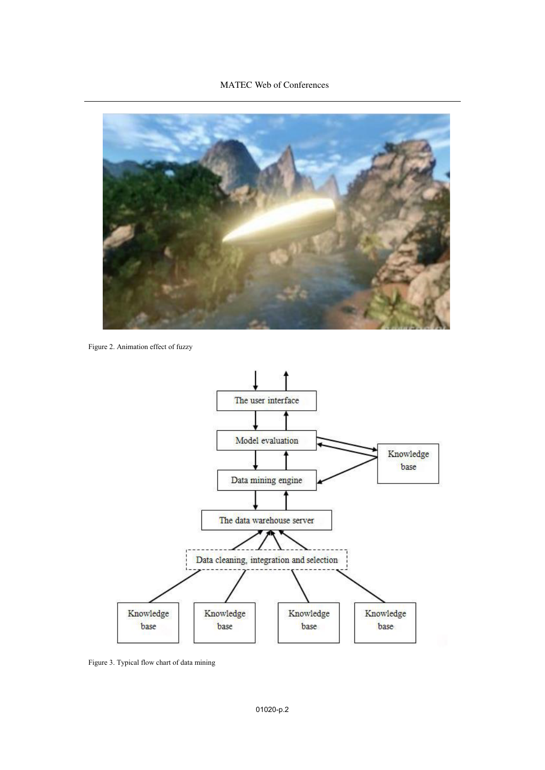Figure 2. Animation effect of fuzzy

Figure 3. Typical flow chart of data mining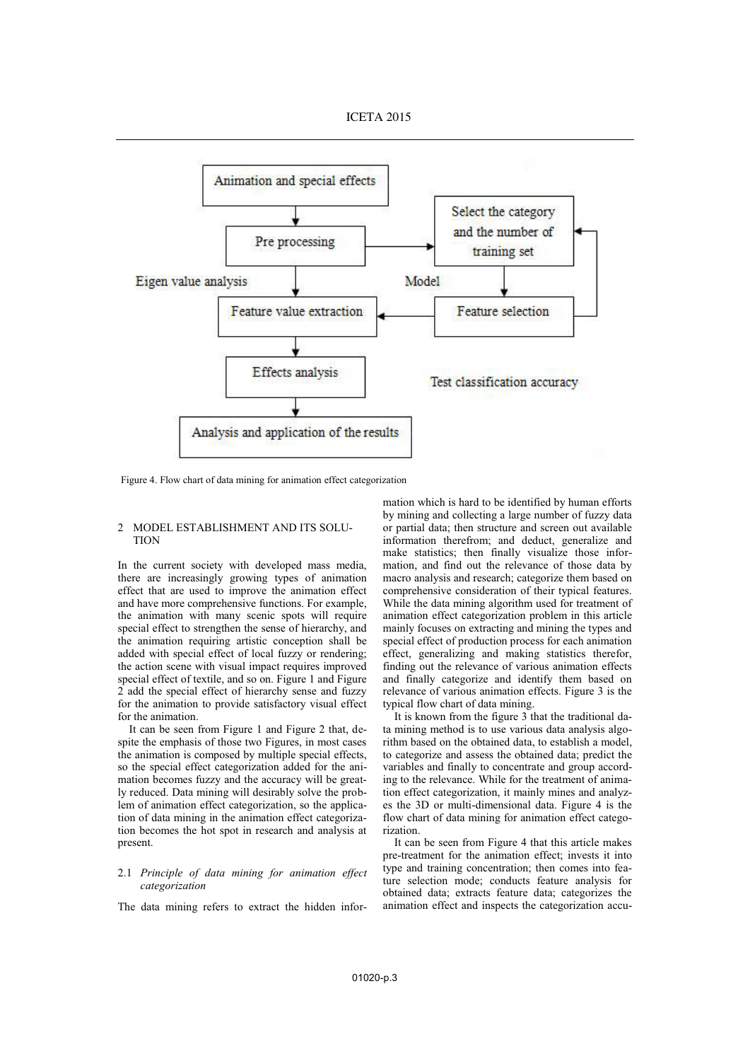Figure 4. Flow chart of data mining for animation effect categorization

## 2 MODEL ESTABLISHMENT AND ITS SOLUTION

In the current society with developed mass media, there are increasingly growing types of animation effect that are used to improve the animation effect and have more comprehensive functions. For example, the animation with many scenic spots will require special effect to strengthen the sense of hierarchy, and the animation requiring artistic conception shall be added with special effect of local fuzzy or rendering; the action scene with visual impact requires improved special effect of textile, and so on. Figure 1 and Figure 2 add the special effect of hierarchy sense and fuzzy for the animation to provide satisfactory visual effect for the animation.

It can be seen from Figure 1 and Figure 2 that, despite the emphasis of those two Figures, in most cases the animation is composed by multiple special effects, so the special effect categorization added for the animation becomes fuzzy and the accuracy will be greatly reduced. Data mining will desirably solve the problem of animation effect categorization, so the application of data mining in the animation effect categorization becomes the hot spot in research and analysis at present.

### 2.1 *Principle of data mining for animation effect categorization*

The data mining refers to extract the hidden information which is hard to be identified by human efforts by mining and collecting a large number of fuzzy data or partial data; then structure and screen out available information therefrom; and deduct, generalize and make statistics; then finally visualize those information, and find out the relevance of those data by macro analysis and research; categorize them based on comprehensive consideration of their typical features. While the data mining algorithm used for treatment of animation effect categorization problem in this article mainly focuses on extracting and mining the types and special effect of production process for each animation effect, generalizing and making statistics therefor, finding out the relevance of various animation effects and finally categorize and identify them based on relevance of various animation effects. Figure 3 is the typical flow chart of data mining.

It is known from the figure 3 that the traditional data mining method is to use various data analysis algorithm based on the obtained data, to establish a model, to categorize and assess the obtained data; predict the variables and finally to concentrate and group according to the relevance. While for the treatment of animation effect categorization, it mainly mines and analyzes the 3D or multi-dimensional data. Figure 4 is the flow chart of data mining for animation effect categorization.

It can be seen from Figure 4 that this article makes pre-treatment for the animation effect; invests it into type and training concentration; then comes into feature selection mode; conducts feature analysis for obtained data; extracts feature data; categorizes the animation effect and inspects the categorization accu-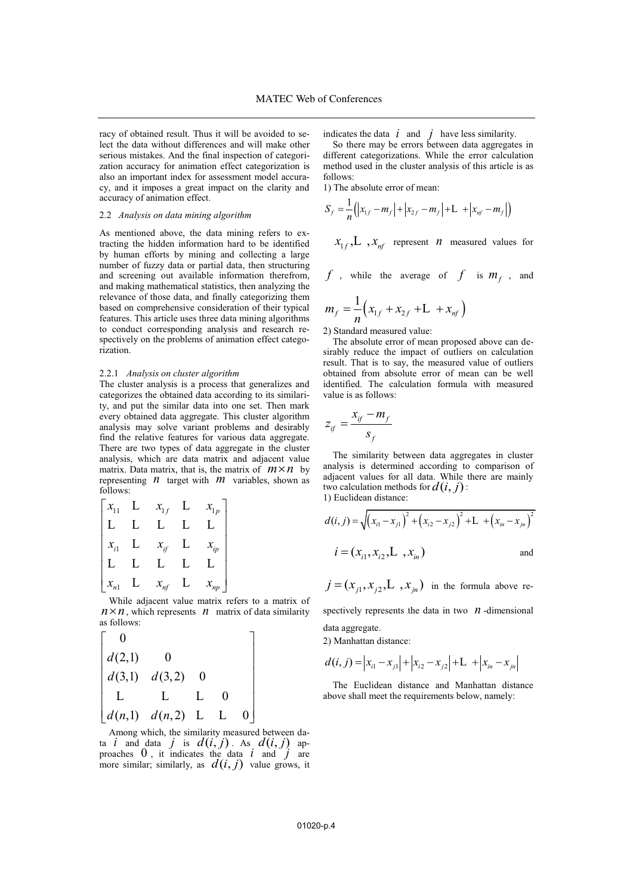racy of obtained result. Thus it will be avoided to select the data without differences and will make other serious mistakes. And the final inspection of categorization accuracy for animation effect categorization is also an important index for assessment model accuracy, and it imposes a great impact on the clarity and accuracy of animation effect.

### 2.2 *Analysis on data mining algorithm*

As mentioned above, the data mining refers to extracting the hidden information hard to be identified by human efforts by mining and collecting a large number of fuzzy data or partial data, then structuring and screening out available information therefrom, and making mathematical statistics, then analyzing the relevance of those data, and finally categorizing them based on comprehensive consideration of their typical features. This article uses three data mining algorithms to conduct corresponding analysis and research respectively on the problems of animation effect categorization.

#### 2.2.1 *Analysis on cluster algorithm*

The cluster analysis is a process that generalizes and categorizes the obtained data according to its similarity, and put the similar data into one set. Then mark every obtained data aggregate. This cluster algorithm analysis may solve variant problems and desirably find the relative features for various data aggregate. There are two types of data aggregate in the cluster analysis, which are data matrix and adjacent value matrix. Data matrix, that is, the matrix of $m \times n$ by representing $n$ target with $m$ variables, shown as follows:

$$
\begin{bmatrix}
x_{11} & \text{L} & x_{1f} & \text{L} & x_{1p} \\
\text{L} & \text{L} & \text{L} & \text{L} & \text{L} \\
x_{i1} & \text{L} & x_{if} & \text{L} & x_{ip} \\
\text{L} & \text{L} & \text{L} & \text{L} & \text{L} \\
x_{n1} & \text{L} & x_{nf} & \text{L} & x_{np}
\end{bmatrix}
$$

While adjacent value matrix refers to a matrix of $n \times n$, which represents $n$ matrix of data similarity as follows:

$$
\begin{bmatrix}
0 & & & & \\
d(2,1) & 0 & & & \\
d(3,1) & d(3,2) & 0 & & \\
\text{L} & \text{L} & \text{L} & 0 & \\
d(n,1) & d(n,2) & \text{L} & \text{L} & 0
\end{bmatrix}
$$

Among which, the similarity measured between data $i$ and data $j$ is $d(i,j)$. As $d(i,j)$ approaches $0$, it indicates the data $i$ and $j$ are more similar; similarly, as $d(i,j)$ value grows, it indicates the data $i$ and $j$ have less similarity.

So there may be errors between data aggregates in different categorizations. While the error calculation method used in the cluster analysis of this article is as follows:

1) The absolute error of mean:

$$S_f = \frac{1}{n}\left(\left|x_{1f} - m_f\right| + \left|x_{2f} - m_f\right| + \text{L} + \left|x_{nf} - m_f\right|\right)$$

$x_{1f}, \text{L}, x_{nf}$ represent $n$ measured values for $f$, while the average of $f$ is $m_f$, and

$$m_f = \frac{1}{n}\left(x_{1f} + x_{2f} + \text{L} + x_{nf}\right)$$

2) Standard measured value:

The absolute error of mean proposed above can desirably reduce the impact of outliers on calculation result. That is to say, the measured value of outliers obtained from absolute error of mean can be well identified. The calculation formula with measured value is as follows:

$$z_{if} = \frac{x_{if} - m_f}{s_f}$$

The similarity between data aggregates in cluster analysis is determined according to comparison of adjacent values for all data. While there are mainly two calculation methods for $d(i,j)$:

1) Euclidean distance:

$$d(i,j) = \sqrt{\left(x_{i1} - x_{j1}\right)^2 + \left(x_{i2} - x_{j2}\right)^2 + \text{L} + \left(x_{in} - x_{jn}\right)^2}$$

$i = (x_{i1}, x_{i2}, \text{L}, x_{in})$ and $j = (x_{j1}, x_{j2}, \text{L}, x_{jn})$ in the formula above respectively represents the data in two $n$-dimensional data aggregate.

2) Manhattan distance:

$$d(i,j) = \left|x_{i1} - x_{j1}\right| + \left|x_{i2} - x_{j2}\right| + \text{L} + \left|x_{in} - x_{jn}\right|$$

The Euclidean distance and Manhattan distance above shall meet the requirements below, namely: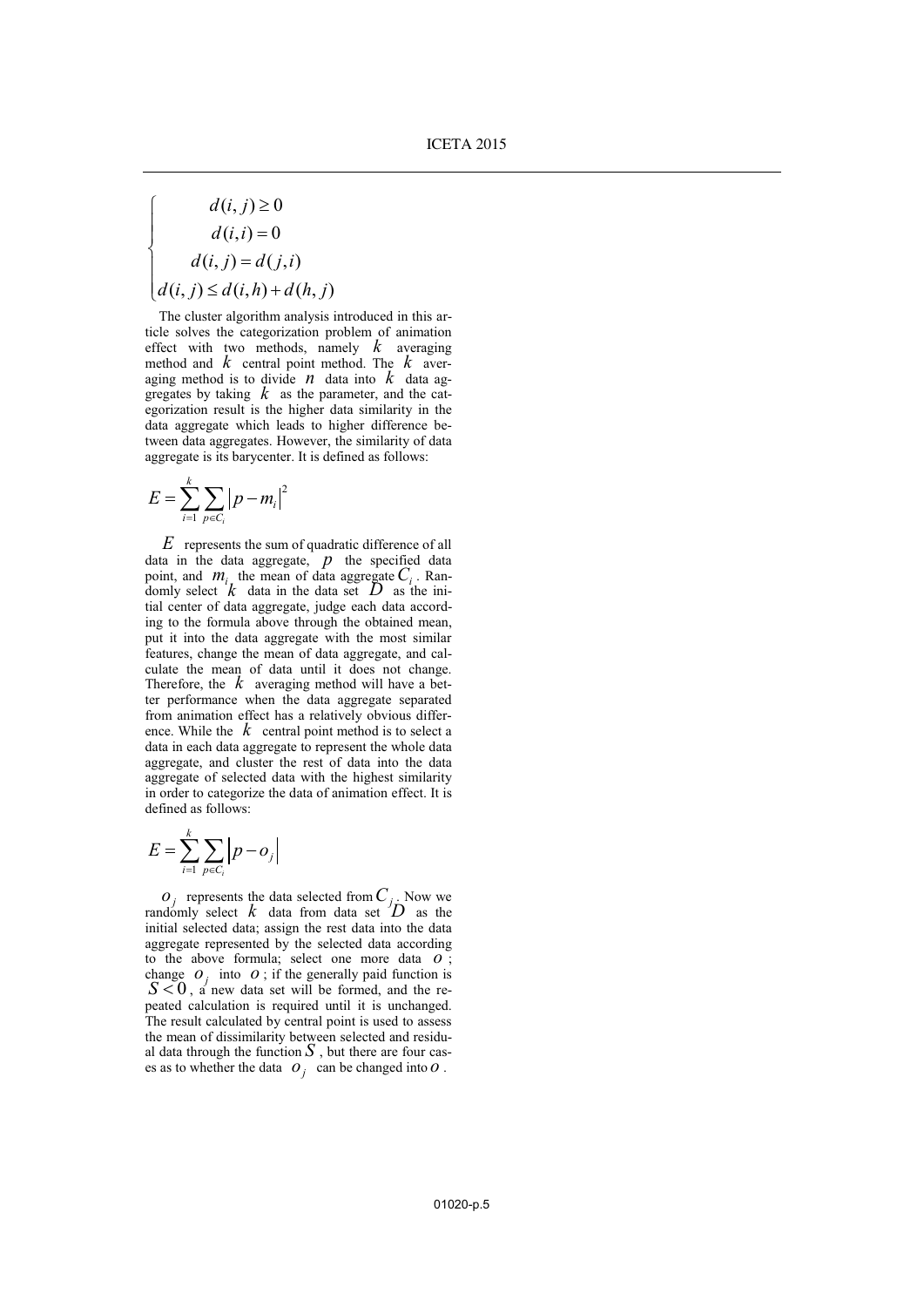$$
\begin{cases}
d(i,j) \geq 0 \\
d(i,i) = 0 \\
d(i,j) = d(j,i) \\
d(i,j) \leq d(i,h) + d(h,j)
\end{cases}
$$

The cluster algorithm analysis introduced in this article solves the categorization problem of animation effect with two methods, namely $k$ averaging method and $k$ central point method. The $k$ averaging method is to divide $n$ data into $k$ data aggregates by taking $k$ as the parameter, and the categorization result is the higher data similarity in the data aggregate which leads to higher difference between data aggregates. However, the similarity of data aggregate is its barycenter. It is defined as follows:

$$
E = \sum_{i=1}^{k} \sum_{p \in C_i} \left| p - m_i \right|^2
$$

$E$ represents the sum of quadratic difference of all data in the data aggregate, $p$ the specified data point, and $m_i$ the mean of data aggregate $C_i$. Randomly select $k$ data in the data set $D$ as the initial center of data aggregate, judge each data according to the formula above through the obtained mean, put it into the data aggregate with the most similar features, change the mean of data aggregate, and calculate the mean of data until it does not change. Therefore, the $k$ averaging method will have a better performance when the data aggregate separated from animation effect has a relatively obvious difference. While the $k$ central point method is to select a data in each data aggregate to represent the whole data aggregate, and cluster the rest of data into the data aggregate of selected data with the highest similarity in order to categorize the data of animation effect. It is defined as follows:

$$
E = \sum_{i=1}^{k} \sum_{p \in C_i} \left| p - o_j \right|
$$

$o_j$ represents the data selected from $C_j$. Now we randomly select $k$ data from data set $D$ as the initial selected data; assign the rest data into the data aggregate represented by the selected data according to the above formula; select one more data $o$; change $o_j$ into $o$; if the generally paid function is $S < 0$, a new data set will be formed, and the repeated calculation is required until it is unchanged. The result calculated by central point is used to assess the mean of dissimilarity between selected and residual data through the function $S$, but there are four cases as to whether the data $o_j$ can be changed into $o$.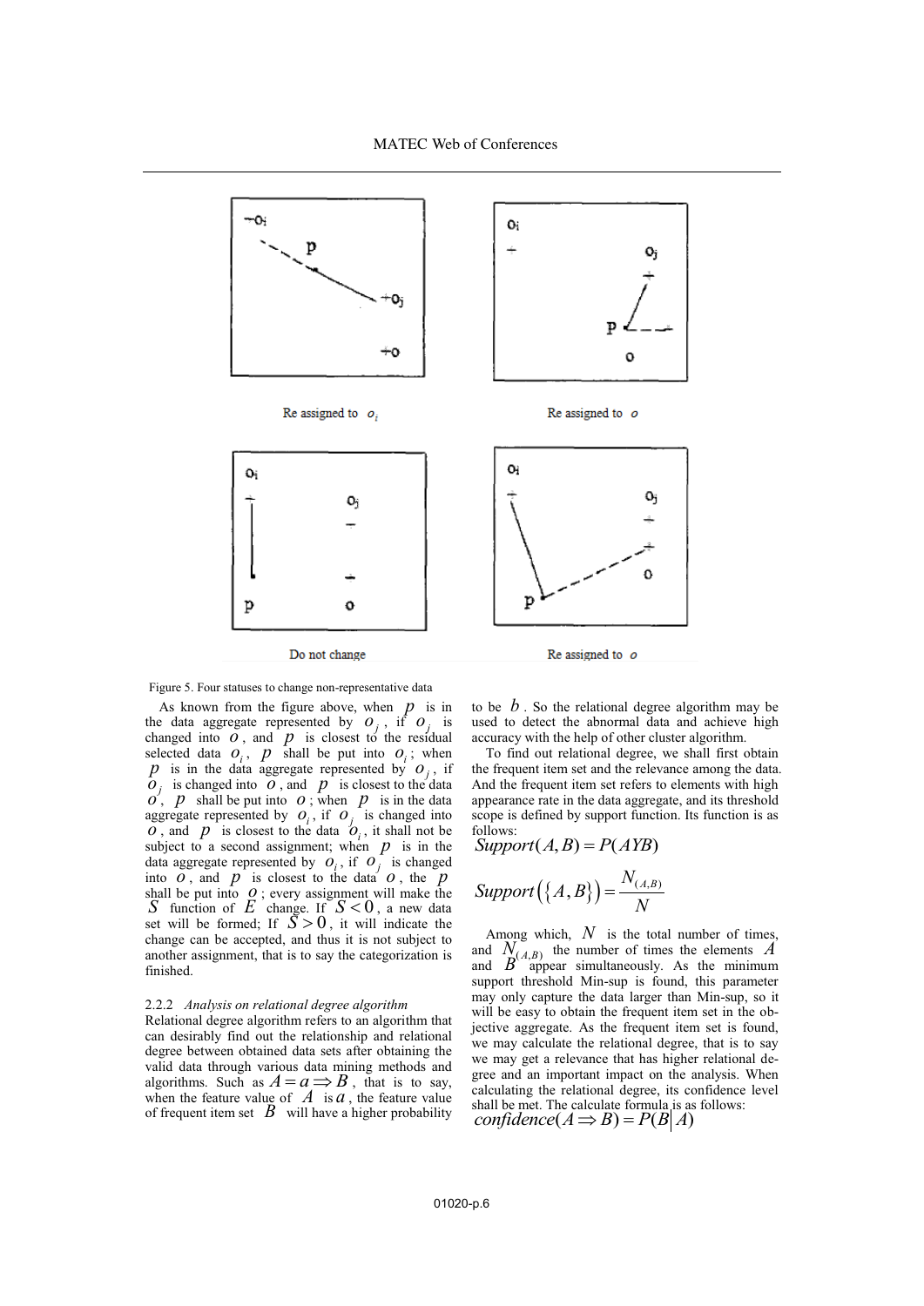Re assigned to $o_i$

Re assigned to $o$

Do not change

Re assigned to $o$

Figure 5. Four statuses to change non-representative data

As known from the figure above, when $p$ is in the data aggregate represented by $o_j$, if $o_j$ is changed into $o$, and $p$ is closest to the residual selected data $o_i$, $p$ shall be put into $o_i$; when $p$ is in the data aggregate represented by $o_j$, if $o_j$ is changed into $o$, and $p$ is closest to the data $o$, $p$ shall be put into $o$; when $p$ is in the data aggregate represented by $o_i$, if $o_j$ is changed into $o$, and $p$ is closest to the data $o_i$, it shall not be subject to a second assignment; when $p$ is in the data aggregate represented by $o_i$, if $o_j$ is changed into $o$, and $p$ is closest to the data $o$, the $p$ shall be put into $o$; every assignment will make the $S$ function of $E$ change. If $S<0$, a new data set will be formed; If $S>0$, it will indicate the change can be accepted, and thus it is not subject to another assignment, that is to say the categorization is finished.

### 2.2.2 *Analysis on relational degree algorithm*

Relational degree algorithm refers to an algorithm that can desirably find out the relationship and relational degree between obtained data sets after obtaining the valid data through various data mining methods and algorithms. Such as $A=a \Rightarrow B$, that is to say, when the feature value of $A$ is $a$, the feature value of frequent item set $B$ will have a higher probability to be $b$. So the relational degree algorithm may be used to detect the abnormal data and achieve high accuracy with the help of other cluster algorithm.

To find out relational degree, we shall first obtain the frequent item set and the relevance among the data. And the frequent item set refers to elements with high appearance rate in the data aggregate, and its threshold scope is defined by support function. Its function is as follows:

$$Support(A,B)=P(AYB)$$

$$Support\left(\{A,B\}\right)=\frac{N_{(A,B)}}{N}$$

Among which, $N$ is the total number of times, and $N_{(A,B)}$ the number of times the elements $A$ and $B$ appear simultaneously. As the minimum support threshold Min-sup is found, this parameter may only capture the data larger than Min-sup, so it will be easy to obtain the frequent item set in the objective aggregate. As the frequent item set is found, we may calculate the relational degree, that is to say we may get a relevance that has higher relational degree and an important impact on the analysis. When calculating the relational degree, its confidence level shall be met. The calculate formula is as follows:

$$confidence(A \Rightarrow B)=P(B|A)$$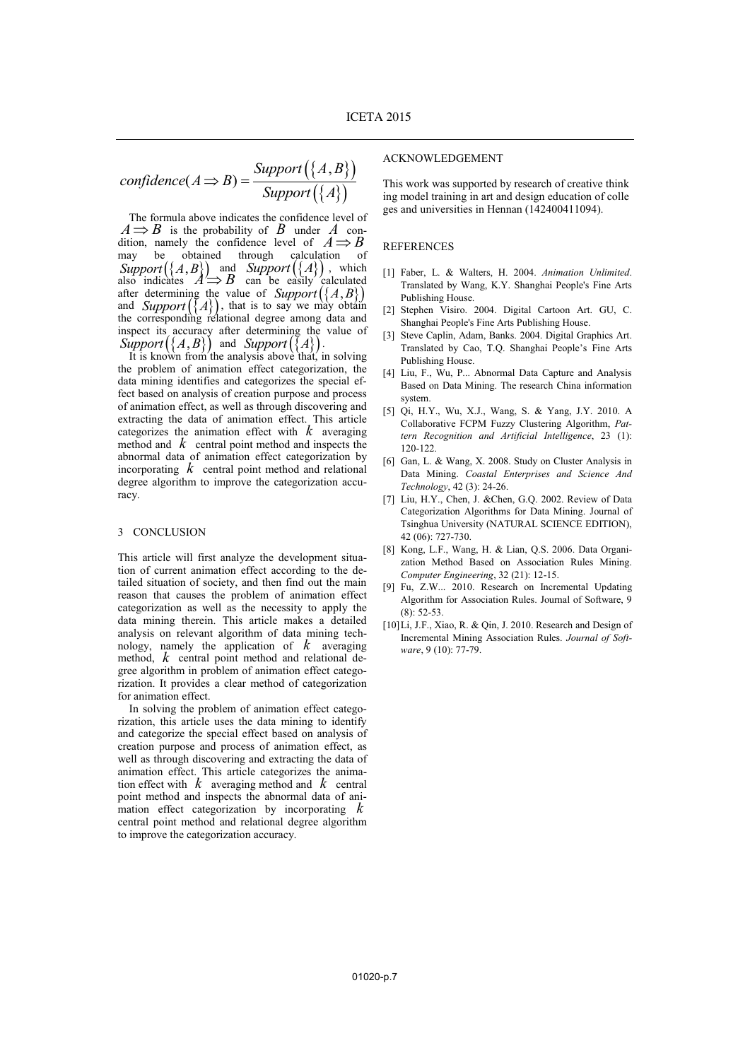$$confidence(A \Rightarrow B) = \frac{Support\left(\{A,B\}\right)}{Support\left(\{A\}\right)}$$

The formula above indicates the confidence level of $A \Rightarrow B$ is the probability of $B$ under $A$ condition, namely the confidence level of $A \Rightarrow B$ may be obtained through calculation of $Support\left(\{A,B\}\right)$ and $Support\left(\{A\}\right)$, which also indicates $A \Rightarrow B$ can be easily calculated after determining the value of $Support\left(\{A,B\}\right)$ and $Support\left(\{A\}\right)$, that is to say we may obtain the corresponding relational degree among data and inspect its accuracy after determining the value of $Support\left(\{A,B\}\right)$ and $Support\left(\{A\}\right)$.

It is known from the analysis above that, in solving the problem of animation effect categorization, the data mining identifies and categorizes the special effect based on analysis of creation purpose and process of animation effect, as well as through discovering and extracting the data of animation effect. This article categorizes the animation effect with $k$ averaging method and $k$ central point method and inspects the abnormal data of animation effect categorization by incorporating $k$ central point method and relational degree algorithm to improve the categorization accuracy.

## 3 CONCLUSION

This article will first analyze the development situation of current animation effect according to the detailed situation of society, and then find out the main reason that causes the problem of animation effect categorization as well as the necessity to apply the data mining therein. This article makes a detailed analysis on relevant algorithm of data mining technology, namely the application of $k$ averaging method, $k$ central point method and relational degree algorithm in problem of animation effect categorization. It provides a clear method of categorization for animation effect.

In solving the problem of animation effect categorization, this article uses the data mining to identify and categorize the special effect based on analysis of creation purpose and process of animation effect, as well as through discovering and extracting the data of animation effect. This article categorizes the animation effect with $k$ averaging method and $k$ central point method and inspects the abnormal data of animation effect categorization by incorporating $k$ central point method and relational degree algorithm to improve the categorization accuracy.

## ACKNOWLEDGEMENT

This work was supported by research of creative thinking model training in art and design education of colleges and universities in Hennan (142400411094).

## REFERENCES

[1] Faber, L. & Walters, H. 2004. *Animation Unlimited*. Translated by Wang, K.Y. Shanghai People's Fine Arts Publishing House.

[2] Stephen Visiro. 2004. Digital Cartoon Art. GU, C. Shanghai People's Fine Arts Publishing House.

[3] Steve Caplin, Adam, Banks. 2004. Digital Graphics Art. Translated by Cao, T.Q. Shanghai People's Fine Arts Publishing House.

[4] Liu, F., Wu, P... Abnormal Data Capture and Analysis Based on Data Mining. The research China information system.

[5] Qi, H.Y., Wu, X.J., Wang, S. & Yang, J.Y. 2010. A Collaborative FCPM Fuzzy Clustering Algorithm, *Pattern Recognition and Artificial Intelligence*, 23 (1): 120-122.

[6] Gan, L. & Wang, X. 2008. Study on Cluster Analysis in Data Mining. *Coastal Enterprises and Science And Technology*, 42 (3): 24-26.

[7] Liu, H.Y., Chen, J. &Chen, G.Q. 2002. Review of Data Categorization Algorithms for Data Mining. Journal of Tsinghua University (NATURAL SCIENCE EDITION), 42 (06): 727-730.

[8] Kong, L.F., Wang, H. & Lian, Q.S. 2006. Data Organization Method Based on Association Rules Mining. *Computer Engineering*, 32 (21): 12-15.

[9] Fu, Z.W... 2010. Research on Incremental Updating Algorithm for Association Rules. Journal of Software, 9 (8): 52-53.

[10] Li, J.F., Xiao, R. & Qin, J. 2010. Research and Design of Incremental Mining Association Rules. *Journal of Software*, 9 (10): 77-79.